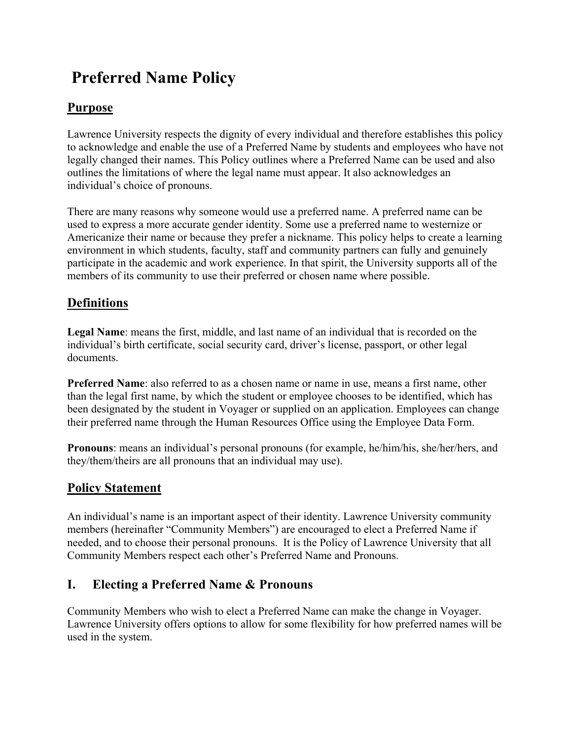# Preferred Name Policy

## Purpose

Lawrence University respects the dignity of every individual and therefore establishes this policy to acknowledge and enable the use of a Preferred Name by students and employees who have not legally changed their names. This Policy outlines where a Preferred Name can be used and also outlines the limitations of where the legal name must appear. It also acknowledges an individual's choice of pronouns.

There are many reasons why someone would use a preferred name. A preferred name can be used to express a more accurate gender identity. Some use a preferred name to westernize or Americanize their name or because they prefer a nickname. This policy helps to create a learning environment in which students, faculty, staff and community partners can fully and genuinely participate in the academic and work experience. In that spirit, the University supports all of the members of its community to use their preferred or chosen name where possible.

## Definitions

**Legal Name**: means the first, middle, and last name of an individual that is recorded on the individual's birth certificate, social security card, driver's license, passport, or other legal documents.

**Preferred Name**: also referred to as a chosen name or name in use, means a first name, other than the legal first name, by which the student or employee chooses to be identified, which has been designated by the student in Voyager or supplied on an application. Employees can change their preferred name through the Human Resources Office using the Employee Data Form.

**Pronouns**: means an individual's personal pronouns (for example, he/him/his, she/her/hers, and they/them/theirs are all pronouns that an individual may use).

## Policy Statement

An individual's name is an important aspect of their identity. Lawrence University community members (hereinafter "Community Members") are encouraged to elect a Preferred Name if needed, and to choose their personal pronouns. It is the Policy of Lawrence University that all Community Members respect each other's Preferred Name and Pronouns.

## I. Electing a Preferred Name & Pronouns

Community Members who wish to elect a Preferred Name can make the change in Voyager. Lawrence University offers options to allow for some flexibility for how preferred names will be used in the system.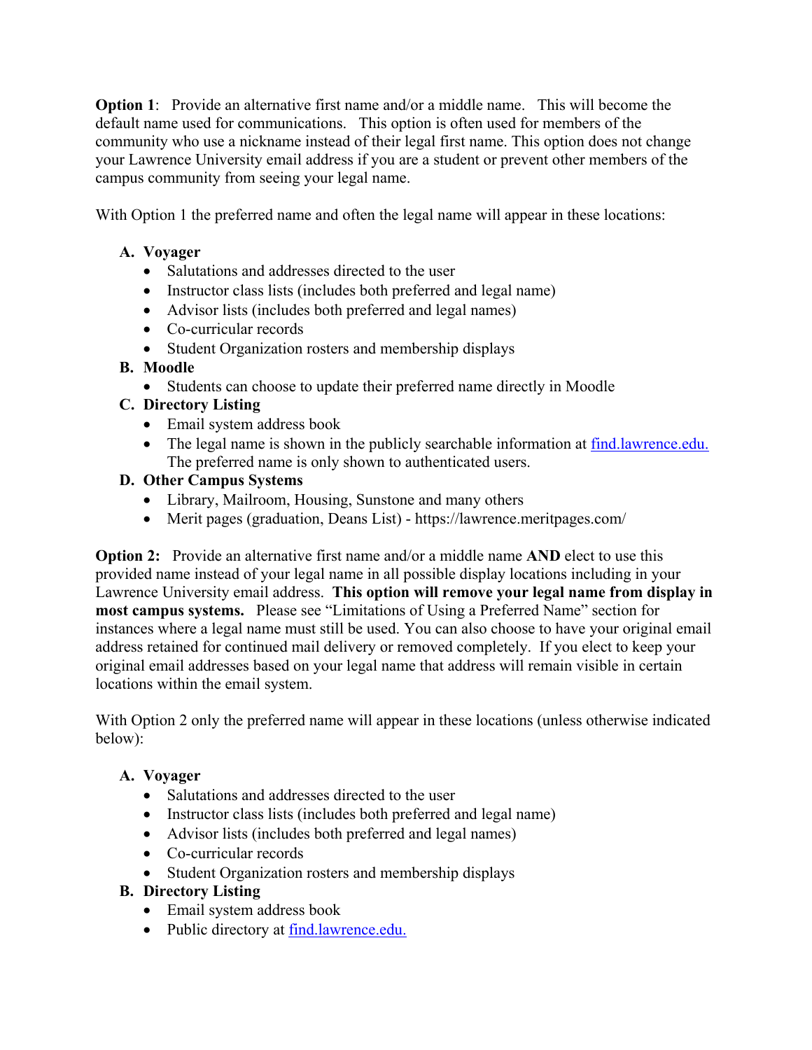**Option 1**: Provide an alternative first name and/or a middle name. This will become the default name used for communications. This option is often used for members of the community who use a nickname instead of their legal first name. This option does not change your Lawrence University email address if you are a student or prevent other members of the campus community from seeing your legal name.

With Option 1 the preferred name and often the legal name will appear in these locations:

**A. Voyager**
- Salutations and addresses directed to the user
- Instructor class lists (includes both preferred and legal name)
- Advisor lists (includes both preferred and legal names)
- Co-curricular records
- Student Organization rosters and membership displays

**B. Moodle**
- Students can choose to update their preferred name directly in Moodle

**C. Directory Listing**
- Email system address book
- The legal name is shown in the publicly searchable information at [find.lawrence.edu.](find.lawrence.edu) The preferred name is only shown to authenticated users.

**D. Other Campus Systems**
- Library, Mailroom, Housing, Sunstone and many others
- Merit pages (graduation, Deans List) - https://lawrence.meritpages.com/

**Option 2:** Provide an alternative first name and/or a middle name **AND** elect to use this provided name instead of your legal name in all possible display locations including in your Lawrence University email address. **This option will remove your legal name from display in most campus systems.** Please see "Limitations of Using a Preferred Name" section for instances where a legal name must still be used. You can also choose to have your original email address retained for continued mail delivery or removed completely. If you elect to keep your original email addresses based on your legal name that address will remain visible in certain locations within the email system.

With Option 2 only the preferred name will appear in these locations (unless otherwise indicated below):

**A. Voyager**
- Salutations and addresses directed to the user
- Instructor class lists (includes both preferred and legal name)
- Advisor lists (includes both preferred and legal names)
- Co-curricular records
- Student Organization rosters and membership displays

**B. Directory Listing**
- Email system address book
- Public directory at [find.lawrence.edu.](find.lawrence.edu)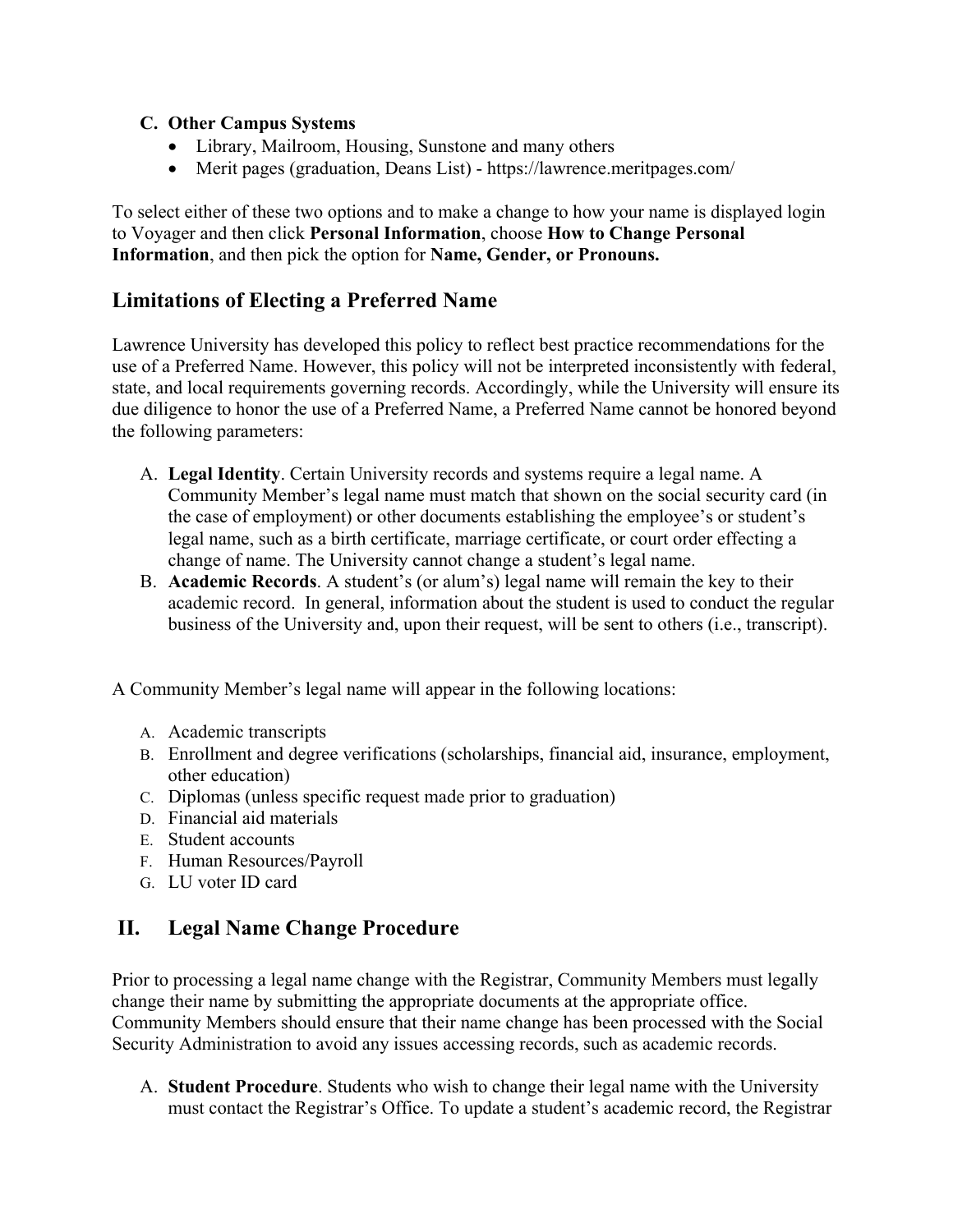C. **Other Campus Systems**
   - Library, Mailroom, Housing, Sunstone and many others
   - Merit pages (graduation, Deans List) - https://lawrence.meritpages.com/

To select either of these two options and to make a change to how your name is displayed login to Voyager and then click **Personal Information**, choose **How to Change Personal Information**, and then pick the option for **Name, Gender, or Pronouns.**

## Limitations of Electing a Preferred Name

Lawrence University has developed this policy to reflect best practice recommendations for the use of a Preferred Name. However, this policy will not be interpreted inconsistently with federal, state, and local requirements governing records. Accordingly, while the University will ensure its due diligence to honor the use of a Preferred Name, a Preferred Name cannot be honored beyond the following parameters:

A. **Legal Identity**. Certain University records and systems require a legal name. A Community Member's legal name must match that shown on the social security card (in the case of employment) or other documents establishing the employee's or student's legal name, such as a birth certificate, marriage certificate, or court order effecting a change of name. The University cannot change a student's legal name.
B. **Academic Records**. A student's (or alum's) legal name will remain the key to their academic record. In general, information about the student is used to conduct the regular business of the University and, upon their request, will be sent to others (i.e., transcript).

A Community Member's legal name will appear in the following locations:

A. Academic transcripts
B. Enrollment and degree verifications (scholarships, financial aid, insurance, employment, other education)
C. Diplomas (unless specific request made prior to graduation)
D. Financial aid materials
E. Student accounts
F. Human Resources/Payroll
G. LU voter ID card

## II. Legal Name Change Procedure

Prior to processing a legal name change with the Registrar, Community Members must legally change their name by submitting the appropriate documents at the appropriate office. Community Members should ensure that their name change has been processed with the Social Security Administration to avoid any issues accessing records, such as academic records.

A. **Student Procedure**. Students who wish to change their legal name with the University must contact the Registrar's Office. To update a student's academic record, the Registrar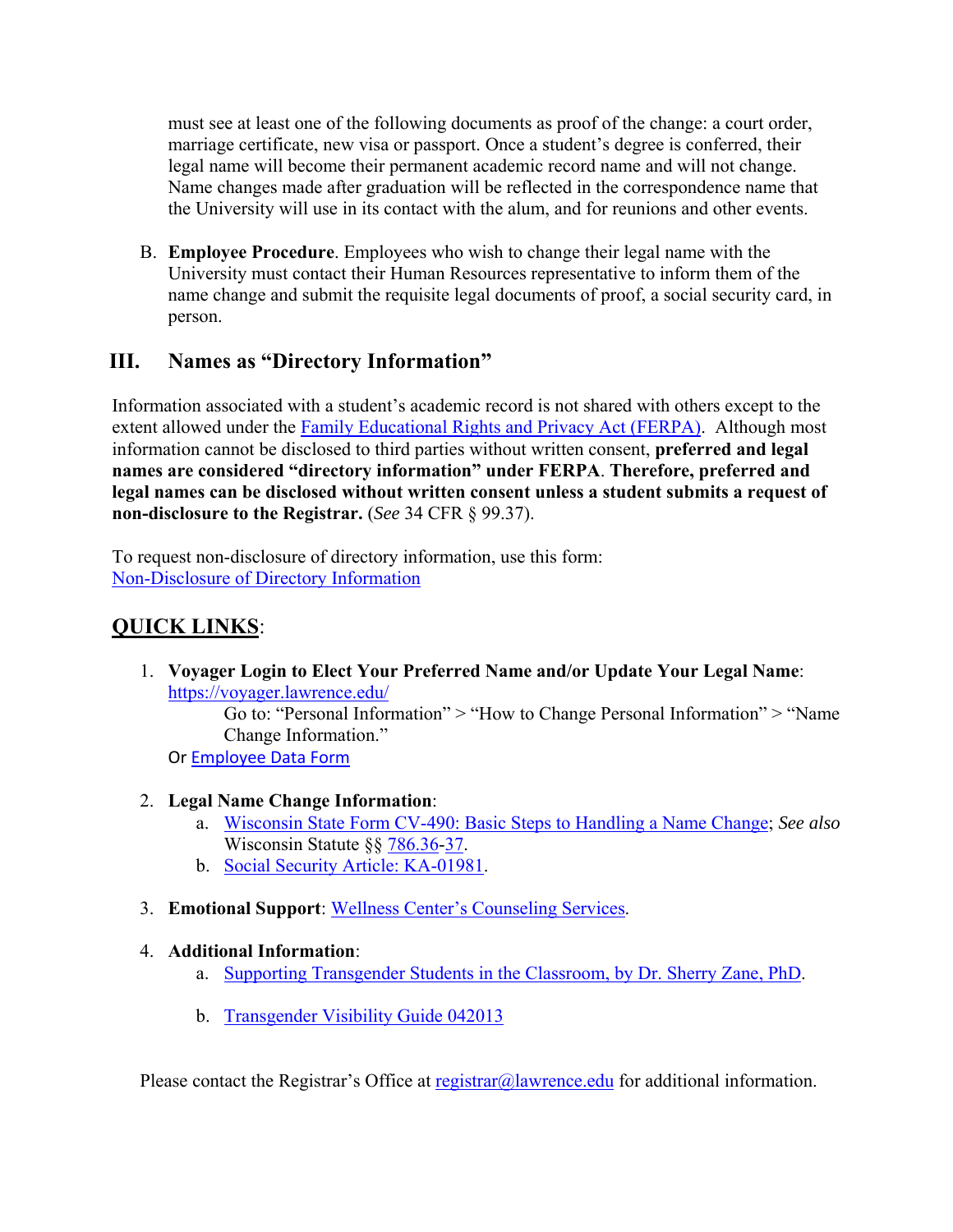must see at least one of the following documents as proof of the change: a court order, marriage certificate, new visa or passport. Once a student's degree is conferred, their legal name will become their permanent academic record name and will not change. Name changes made after graduation will be reflected in the correspondence name that the University will use in its contact with the alum, and for reunions and other events.

B. **Employee Procedure**. Employees who wish to change their legal name with the University must contact their Human Resources representative to inform them of the name change and submit the requisite legal documents of proof, a social security card, in person.

## III. Names as "Directory Information"

Information associated with a student's academic record is not shared with others except to the extent allowed under the Family Educational Rights and Privacy Act (FERPA). Although most information cannot be disclosed to third parties without written consent, **preferred and legal names are considered "directory information" under FERPA**. **Therefore, preferred and legal names can be disclosed without written consent unless a student submits a request of non-disclosure to the Registrar.** (*See* 34 CFR § 99.37).

To request non-disclosure of directory information, use this form:
Non-Disclosure of Directory Information

## QUICK LINKS:

1. **Voyager Login to Elect Your Preferred Name and/or Update Your Legal Name**: https://voyager.lawrence.edu/
   Go to: "Personal Information" > "How to Change Personal Information" > "Name Change Information."
   Or Employee Data Form

2. **Legal Name Change Information**:
   a. Wisconsin State Form CV-490: Basic Steps to Handling a Name Change; *See also* Wisconsin Statute §§ 786.36-37.
   b. Social Security Article: KA-01981.

3. **Emotional Support**: Wellness Center's Counseling Services.

4. **Additional Information**:
   a. Supporting Transgender Students in the Classroom, by Dr. Sherry Zane, PhD.
   b. Transgender Visibility Guide 042013

Please contact the Registrar's Office at registrar@lawrence.edu for additional information.